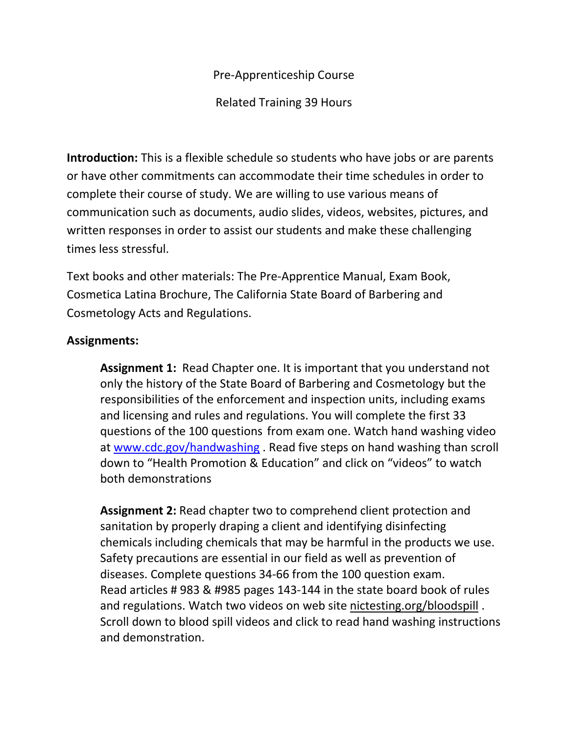Pre-Apprenticeship Course

Related Training 39 Hours

**Introduction:** This is a flexible schedule so students who have jobs or are parents or have other commitments can accommodate their time schedules in order to complete their course of study. We are willing to use various means of communication such as documents, audio slides, videos, websites, pictures, and written responses in order to assist our students and make these challenging times less stressful.

Text books and other materials: The Pre-Apprentice Manual, Exam Book, Cosmetica Latina Brochure, The California State Board of Barbering and Cosmetology Acts and Regulations.

**Assignments:**

**Assignment 1:** Read Chapter one. It is important that you understand not only the history of the State Board of Barbering and Cosmetology but the responsibilities of the enforcement and inspection units, including exams and licensing and rules and regulations. You will complete the first 33 questions of the 100 questions from exam one. Watch hand washing video at [www.cdc.gov/handwashing](http://www.cdc.gov/handwashing) . Read five steps on hand washing than scroll down to "Health Promotion & Education" and click on "videos" to watch both demonstrations

**Assignment 2:** Read chapter two to comprehend client protection and sanitation by properly draping a client and identifying disinfecting chemicals including chemicals that may be harmful in the products we use. Safety precautions are essential in our field as well as prevention of diseases. Complete questions 34-66 from the 100 question exam. Read articles # 983 & #985 pages 143-144 in the state board book of rules and regulations. Watch two videos on web site nictesting.org/bloodspill . Scroll down to blood spill videos and click to read hand washing instructions and demonstration.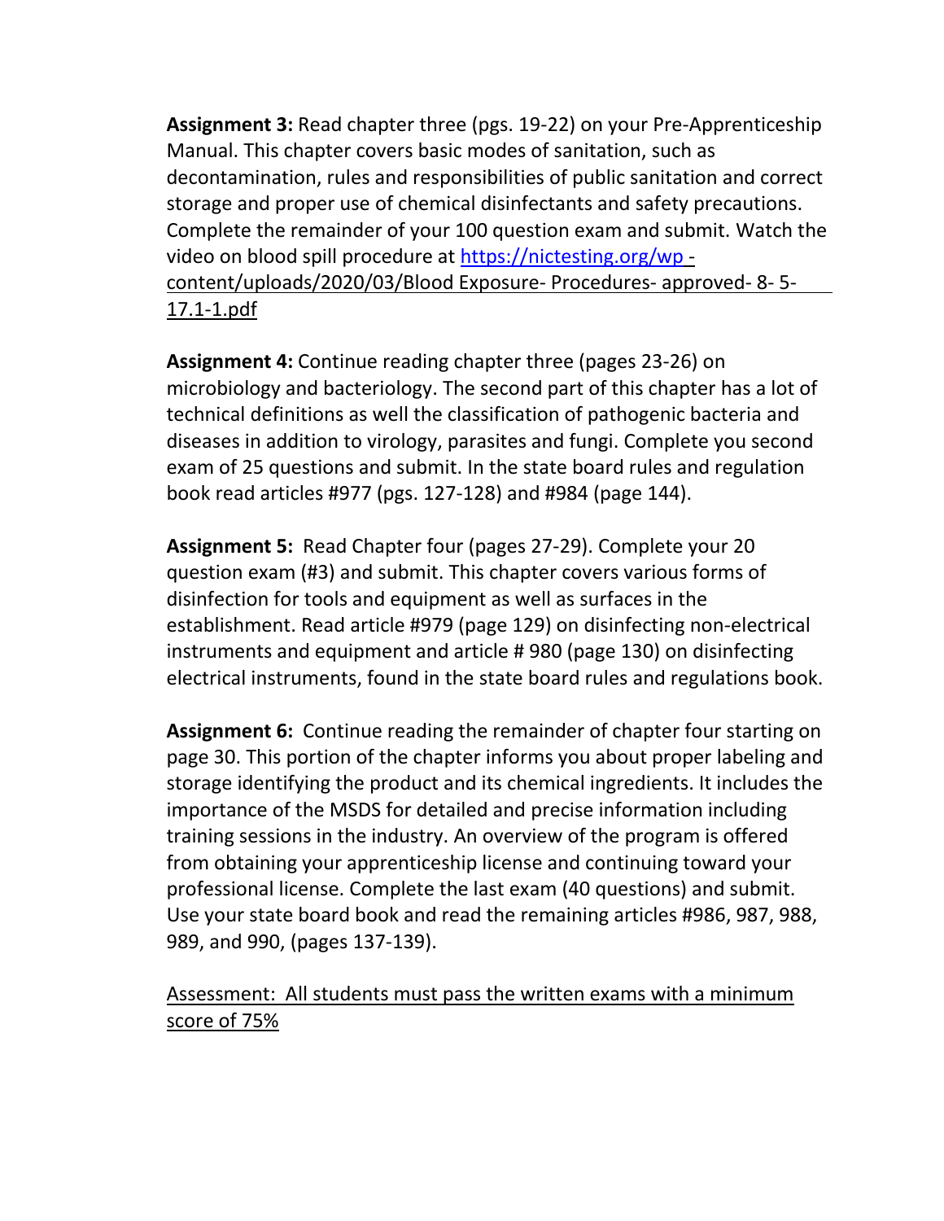**Assignment 3:** Read chapter three (pgs. 19-22) on your Pre-Apprenticeship Manual. This chapter covers basic modes of sanitation, such as decontamination, rules and responsibilities of public sanitation and correct storage and proper use of chemical disinfectants and safety precautions. Complete the remainder of your 100 question exam and submit. Watch the video on blood spill procedure at [https://nictesting.org/wp - content/uploads/2020/03/Blood Exposure- Procedures- approved- 8- 5-17.1-1.pdf](https://nictesting.org/wp-content/uploads/2020/03/Blood%20Exposure-%20Procedures-%20approved-%208-%205-17.1-1.pdf)

**Assignment 4:** Continue reading chapter three (pages 23-26) on microbiology and bacteriology. The second part of this chapter has a lot of technical definitions as well the classification of pathogenic bacteria and diseases in addition to virology, parasites and fungi. Complete you second exam of 25 questions and submit. In the state board rules and regulation book read articles #977 (pgs. 127-128) and #984 (page 144).

**Assignment 5:** Read Chapter four (pages 27-29). Complete your 20 question exam (#3) and submit. This chapter covers various forms of disinfection for tools and equipment as well as surfaces in the establishment. Read article #979 (page 129) on disinfecting non-electrical instruments and equipment and article # 980 (page 130) on disinfecting electrical instruments, found in the state board rules and regulations book.

**Assignment 6:** Continue reading the remainder of chapter four starting on page 30. This portion of the chapter informs you about proper labeling and storage identifying the product and its chemical ingredients. It includes the importance of the MSDS for detailed and precise information including training sessions in the industry. An overview of the program is offered from obtaining your apprenticeship license and continuing toward your professional license. Complete the last exam (40 questions) and submit. Use your state board book and read the remaining articles #986, 987, 988, 989, and 990, (pages 137-139).

<u>Assessment: All students must pass the written exams with a minimum score of 75%</u>